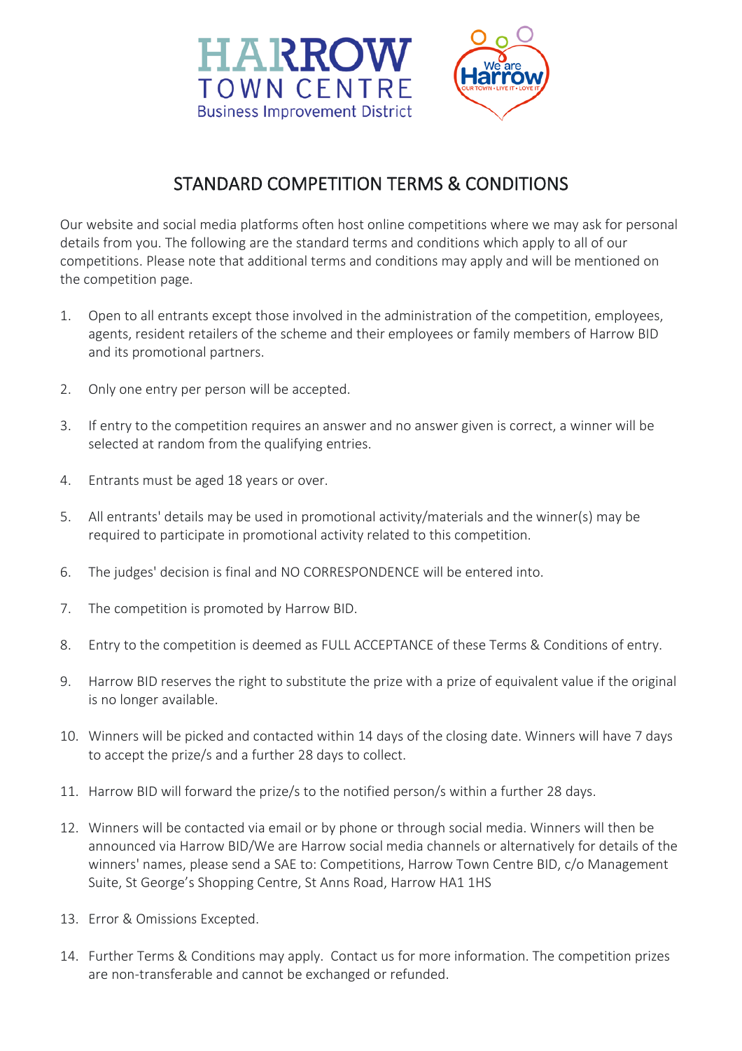# STANDARD COMPETITION TERMS & CONDITIONS

Our website and social media platforms often host online competitions where we may ask for personal details from you. The following are the standard terms and conditions which apply to all of our competitions. Please note that additional terms and conditions may apply and will be mentioned on the competition page.

1. Open to all entrants except those involved in the administration of the competition, employees, agents, resident retailers of the scheme and their employees or family members of Harrow BID and its promotional partners.

2. Only one entry per person will be accepted.

3. If entry to the competition requires an answer and no answer given is correct, a winner will be selected at random from the qualifying entries.

4. Entrants must be aged 18 years or over.

5. All entrants' details may be used in promotional activity/materials and the winner(s) may be required to participate in promotional activity related to this competition.

6. The judges' decision is final and NO CORRESPONDENCE will be entered into.

7. The competition is promoted by Harrow BID.

8. Entry to the competition is deemed as FULL ACCEPTANCE of these Terms & Conditions of entry.

9. Harrow BID reserves the right to substitute the prize with a prize of equivalent value if the original is no longer available.

10. Winners will be picked and contacted within 14 days of the closing date. Winners will have 7 days to accept the prize/s and a further 28 days to collect.

11. Harrow BID will forward the prize/s to the notified person/s within a further 28 days.

12. Winners will be contacted via email or by phone or through social media. Winners will then be announced via Harrow BID/We are Harrow social media channels or alternatively for details of the winners' names, please send a SAE to: Competitions, Harrow Town Centre BID, c/o Management Suite, St George's Shopping Centre, St Anns Road, Harrow HA1 1HS

13. Error & Omissions Excepted.

14. Further Terms & Conditions may apply. Contact us for more information. The competition prizes are non-transferable and cannot be exchanged or refunded.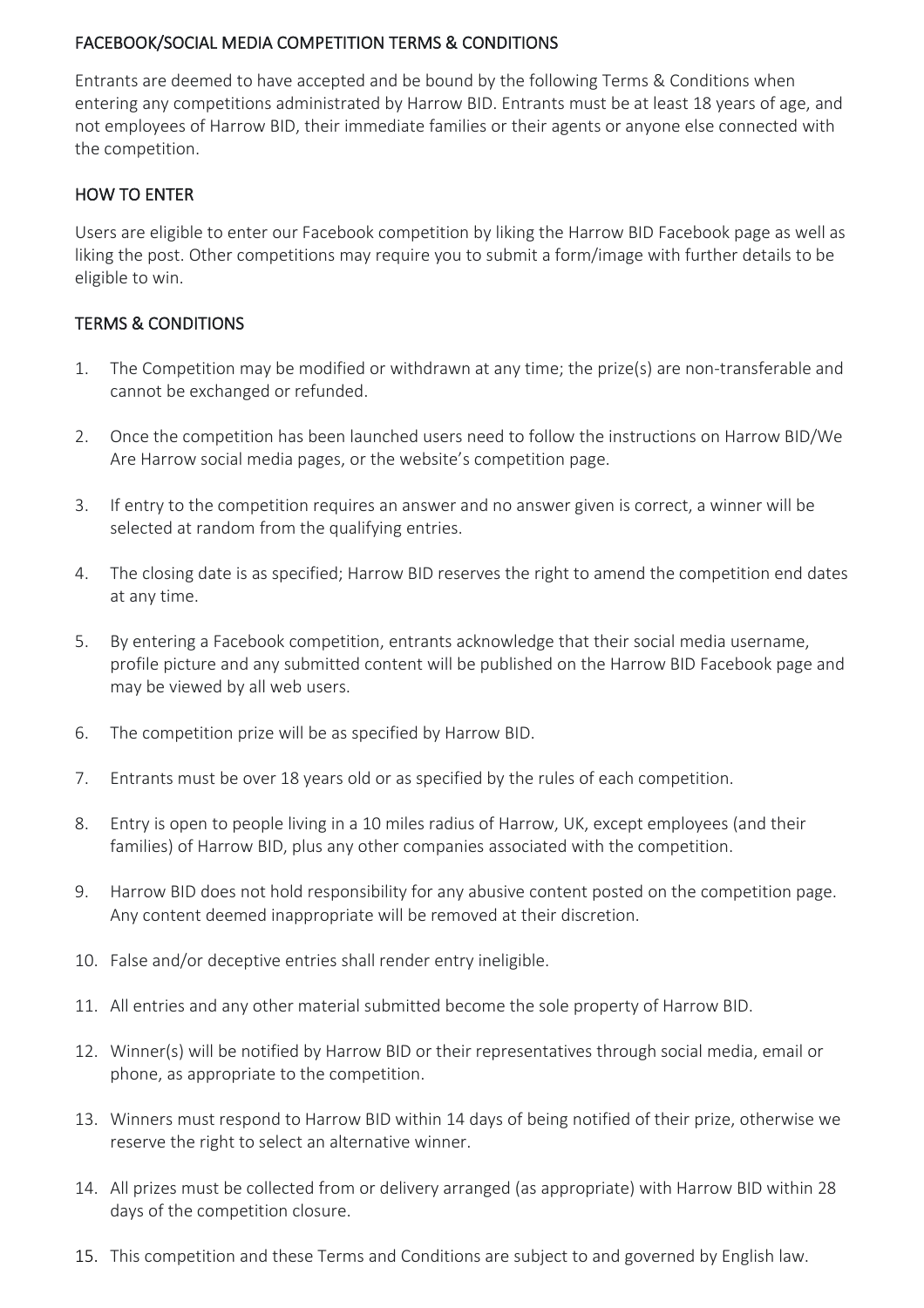## FACEBOOK/SOCIAL MEDIA COMPETITION TERMS & CONDITIONS

Entrants are deemed to have accepted and be bound by the following Terms & Conditions when entering any competitions administrated by Harrow BID. Entrants must be at least 18 years of age, and not employees of Harrow BID, their immediate families or their agents or anyone else connected with the competition.

## HOW TO ENTER

Users are eligible to enter our Facebook competition by liking the Harrow BID Facebook page as well as liking the post. Other competitions may require you to submit a form/image with further details to be eligible to win.

## TERMS & CONDITIONS

1. The Competition may be modified or withdrawn at any time; the prize(s) are non-transferable and cannot be exchanged or refunded.
2. Once the competition has been launched users need to follow the instructions on Harrow BID/We Are Harrow social media pages, or the website's competition page.
3. If entry to the competition requires an answer and no answer given is correct, a winner will be selected at random from the qualifying entries.
4. The closing date is as specified; Harrow BID reserves the right to amend the competition end dates at any time.
5. By entering a Facebook competition, entrants acknowledge that their social media username, profile picture and any submitted content will be published on the Harrow BID Facebook page and may be viewed by all web users.
6. The competition prize will be as specified by Harrow BID.
7. Entrants must be over 18 years old or as specified by the rules of each competition.
8. Entry is open to people living in a 10 miles radius of Harrow, UK, except employees (and their families) of Harrow BID, plus any other companies associated with the competition.
9. Harrow BID does not hold responsibility for any abusive content posted on the competition page. Any content deemed inappropriate will be removed at their discretion.
10. False and/or deceptive entries shall render entry ineligible.
11. All entries and any other material submitted become the sole property of Harrow BID.
12. Winner(s) will be notified by Harrow BID or their representatives through social media, email or phone, as appropriate to the competition.
13. Winners must respond to Harrow BID within 14 days of being notified of their prize, otherwise we reserve the right to select an alternative winner.
14. All prizes must be collected from or delivery arranged (as appropriate) with Harrow BID within 28 days of the competition closure.
15. This competition and these Terms and Conditions are subject to and governed by English law.